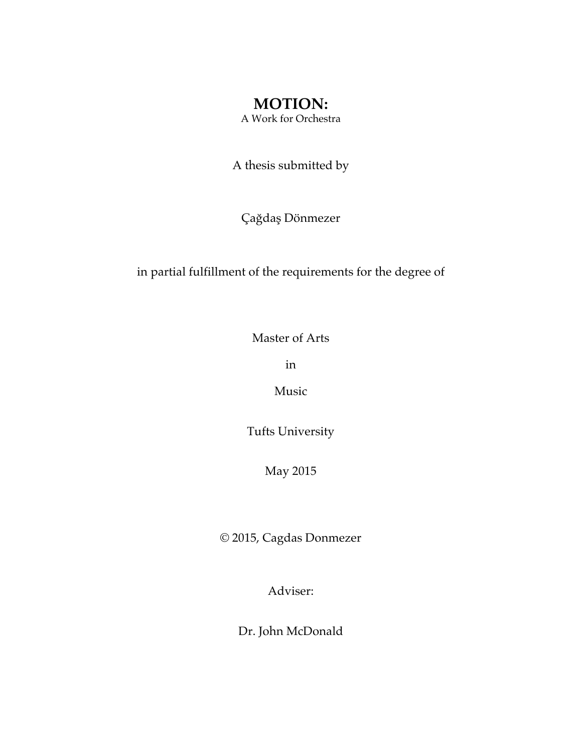# MOTION:

A Work for Orchestra

A thesis submitted by

Çağdaş Dönmezer

in partial fulfillment of the requirements for the degree of

Master of Arts

in

Music

Tufts University

May 2015

© 2015, Cagdas Donmezer

Adviser:

Dr. John McDonald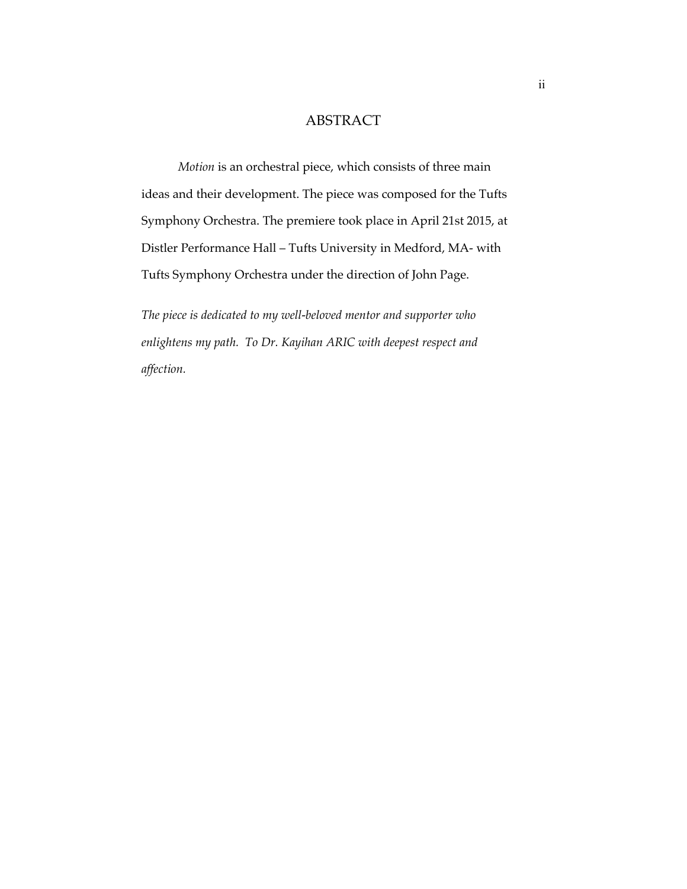# ABSTRACT

*Motion* is an orchestral piece, which consists of three main ideas and their development. The piece was composed for the Tufts Symphony Orchestra. The premiere took place in April 21st 2015, at Distler Performance Hall – Tufts University in Medford, MA- with Tufts Symphony Orchestra under the direction of John Page.

*The piece is dedicated to my well-beloved mentor and supporter who enlightens my path. To Dr. Kayihan ARIC with deepest respect and affection.*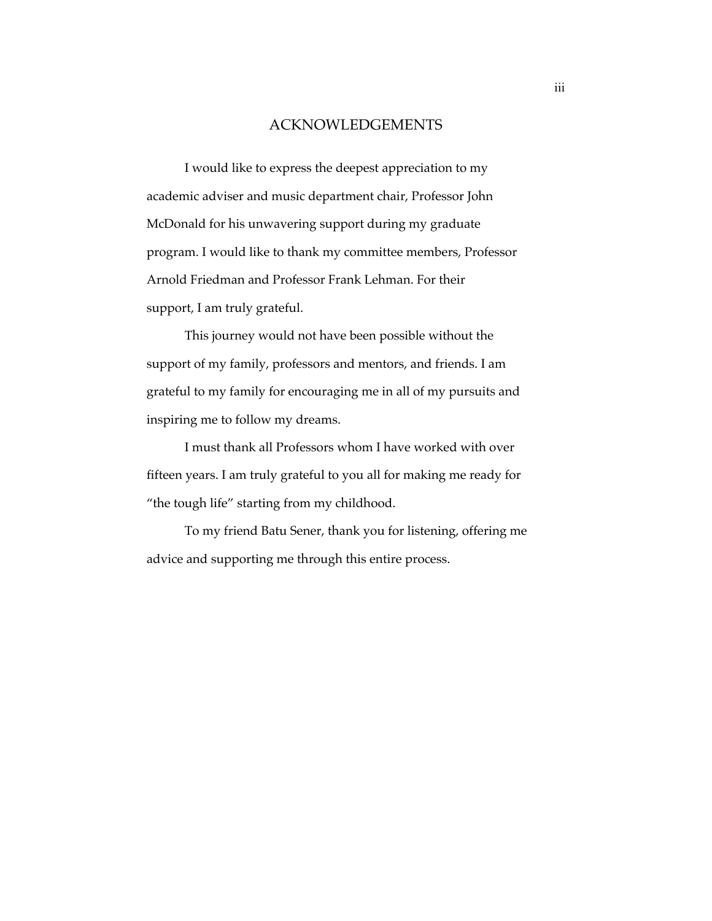# ACKNOWLEDGEMENTS

I would like to express the deepest appreciation to my academic adviser and music department chair, Professor John McDonald for his unwavering support during my graduate program. I would like to thank my committee members, Professor Arnold Friedman and Professor Frank Lehman. For their support, I am truly grateful.

This journey would not have been possible without the support of my family, professors and mentors, and friends. I am grateful to my family for encouraging me in all of my pursuits and inspiring me to follow my dreams.

I must thank all Professors whom I have worked with over fifteen years. I am truly grateful to you all for making me ready for "the tough life" starting from my childhood.

To my friend Batu Sener, thank you for listening, offering me advice and supporting me through this entire process.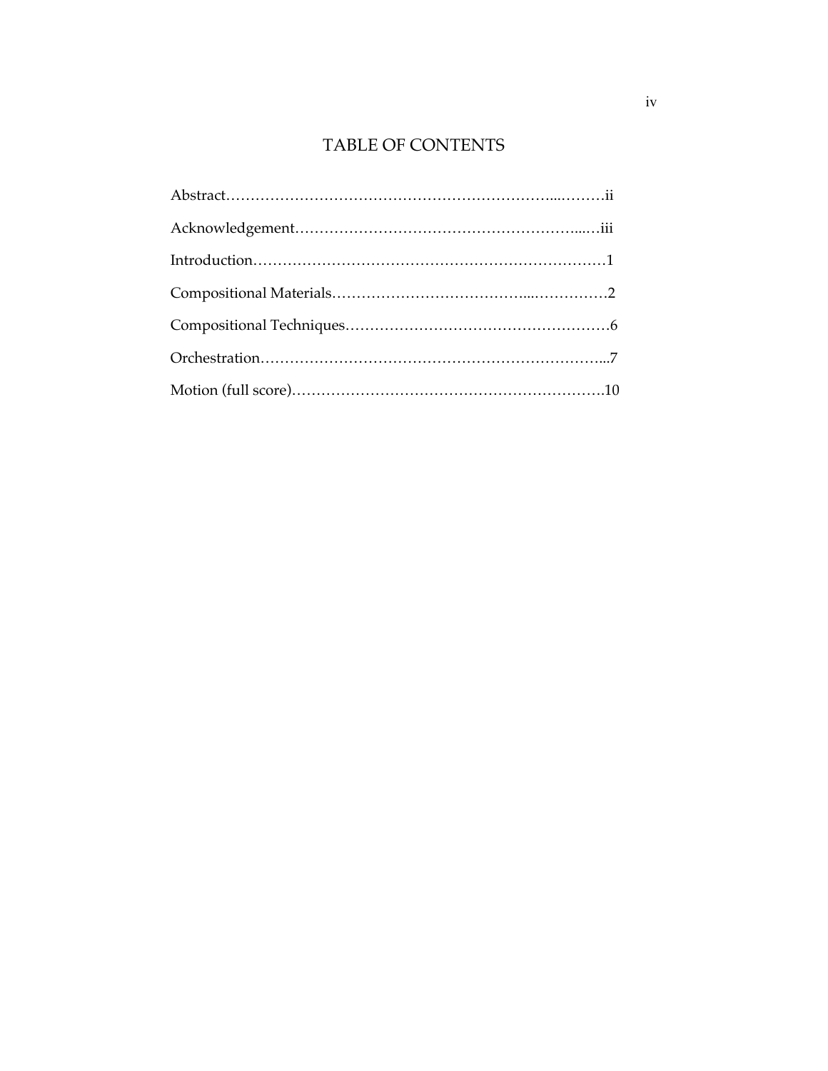# TABLE OF CONTENTS

Abstract……………………………………………………………...………ii

Acknowledgement…………………………………………………....…iii

Introduction………………………………………………………………1

Compositional Materials…………………………………...……………2

Compositional Techniques………………………………………………6

Orchestration……………………………………………………………...7

Motion (full score)……………………………………………………….10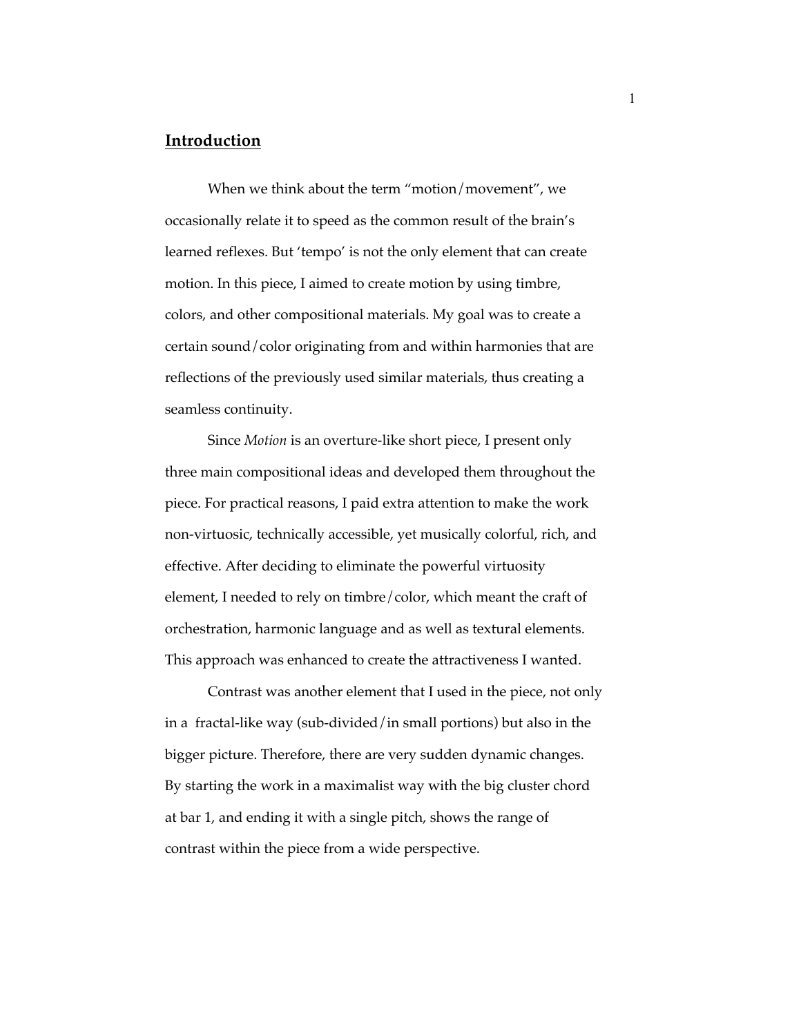## **Introduction**

When we think about the term "motion/movement", we occasionally relate it to speed as the common result of the brain's learned reflexes. But 'tempo' is not the only element that can create motion. In this piece, I aimed to create motion by using timbre, colors, and other compositional materials. My goal was to create a certain sound/color originating from and within harmonies that are reflections of the previously used similar materials, thus creating a seamless continuity.

Since *Motion* is an overture-like short piece, I present only three main compositional ideas and developed them throughout the piece. For practical reasons, I paid extra attention to make the work non-virtuosic, technically accessible, yet musically colorful, rich, and effective. After deciding to eliminate the powerful virtuosity element, I needed to rely on timbre/color, which meant the craft of orchestration, harmonic language and as well as textural elements. This approach was enhanced to create the attractiveness I wanted.

Contrast was another element that I used in the piece, not only in a fractal-like way (sub-divided/in small portions) but also in the bigger picture. Therefore, there are very sudden dynamic changes. By starting the work in a maximalist way with the big cluster chord at bar 1, and ending it with a single pitch, shows the range of contrast within the piece from a wide perspective.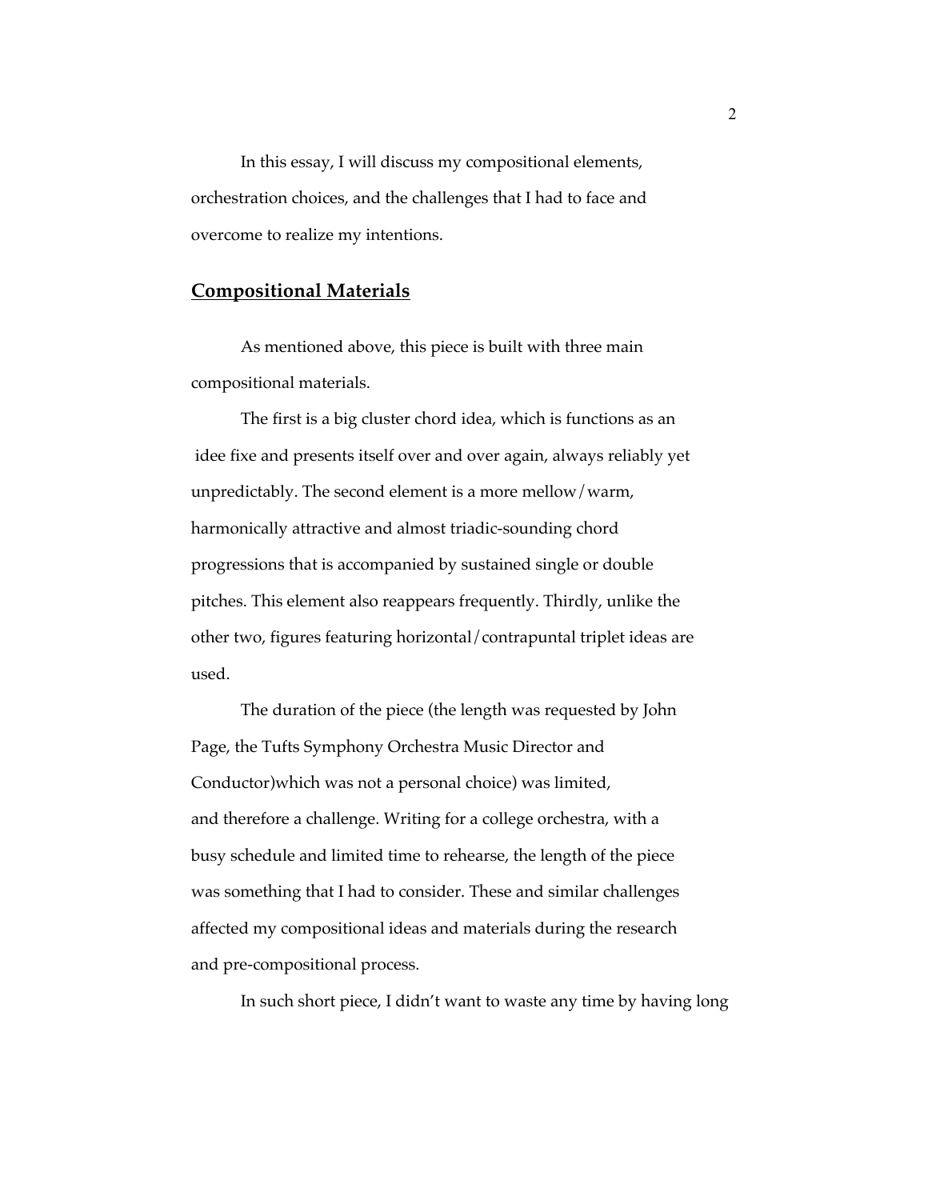In this essay, I will discuss my compositional elements, orchestration choices, and the challenges that I had to face and overcome to realize my intentions.

## Compositional Materials

As mentioned above, this piece is built with three main compositional materials.

The first is a big cluster chord idea, which is functions as an idee fixe and presents itself over and over again, always reliably yet unpredictably. The second element is a more mellow/warm, harmonically attractive and almost triadic-sounding chord progressions that is accompanied by sustained single or double pitches. This element also reappears frequently. Thirdly, unlike the other two, figures featuring horizontal/contrapuntal triplet ideas are used.

The duration of the piece (the length was requested by John Page, the Tufts Symphony Orchestra Music Director and Conductor)which was not a personal choice) was limited, and therefore a challenge. Writing for a college orchestra, with a busy schedule and limited time to rehearse, the length of the piece was something that I had to consider. These and similar challenges affected my compositional ideas and materials during the research and pre-compositional process.

In such short piece, I didn't want to waste any time by having long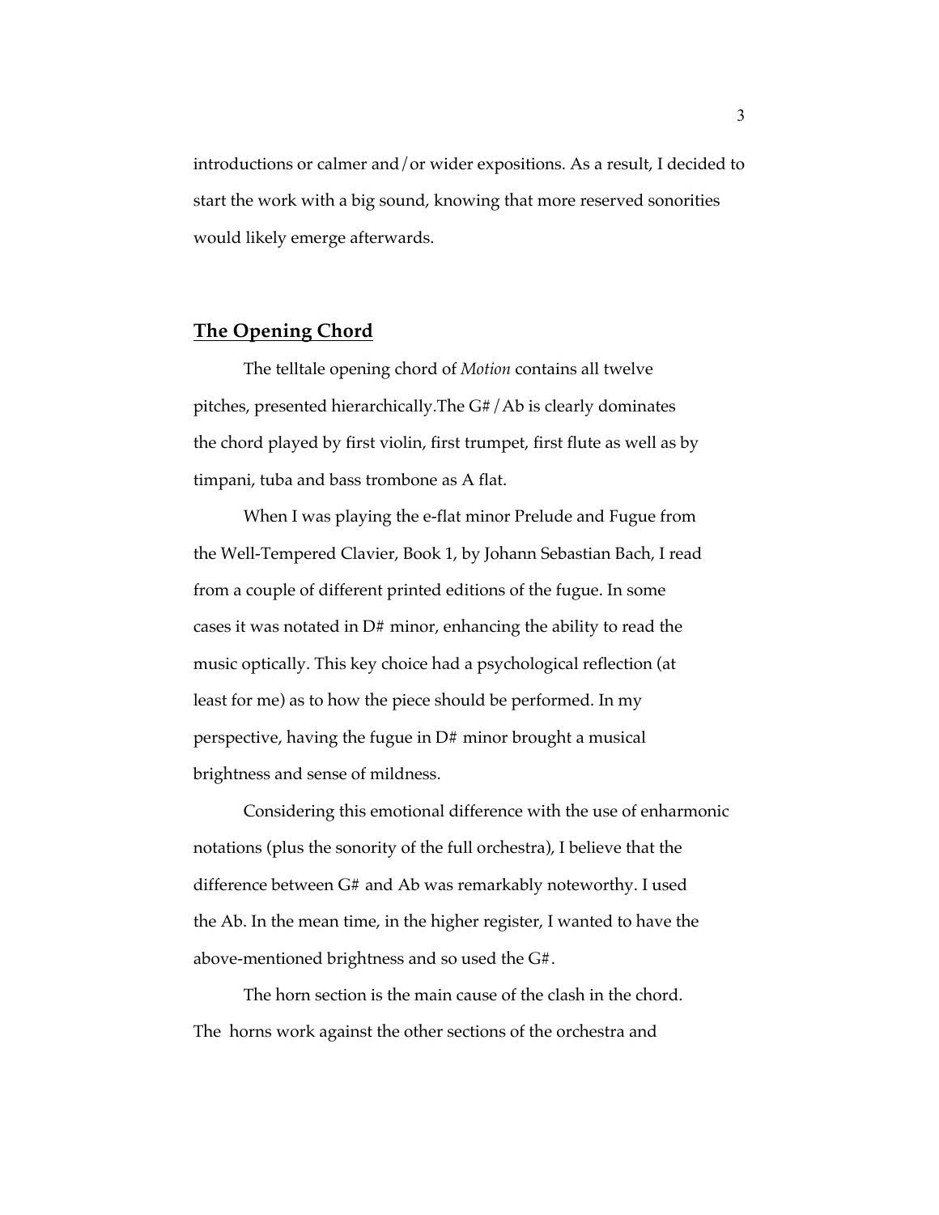introductions or calmer and/or wider expositions. As a result, I decided to start the work with a big sound, knowing that more reserved sonorities would likely emerge afterwards.

## **The Opening Chord**

The telltale opening chord of *Motion* contains all twelve pitches, presented hierarchically.The G#/Ab is clearly dominates the chord played by first violin, first trumpet, first flute as well as by timpani, tuba and bass trombone as A flat.

When I was playing the e-flat minor Prelude and Fugue from the Well-Tempered Clavier, Book 1, by Johann Sebastian Bach, I read from a couple of different printed editions of the fugue. In some cases it was notated in D# minor, enhancing the ability to read the music optically. This key choice had a psychological reflection (at least for me) as to how the piece should be performed. In my perspective, having the fugue in D# minor brought a musical brightness and sense of mildness.

Considering this emotional difference with the use of enharmonic notations (plus the sonority of the full orchestra), I believe that the difference between G# and Ab was remarkably noteworthy. I used the Ab. In the mean time, in the higher register, I wanted to have the above-mentioned brightness and so used the G#.

The horn section is the main cause of the clash in the chord. The horns work against the other sections of the orchestra and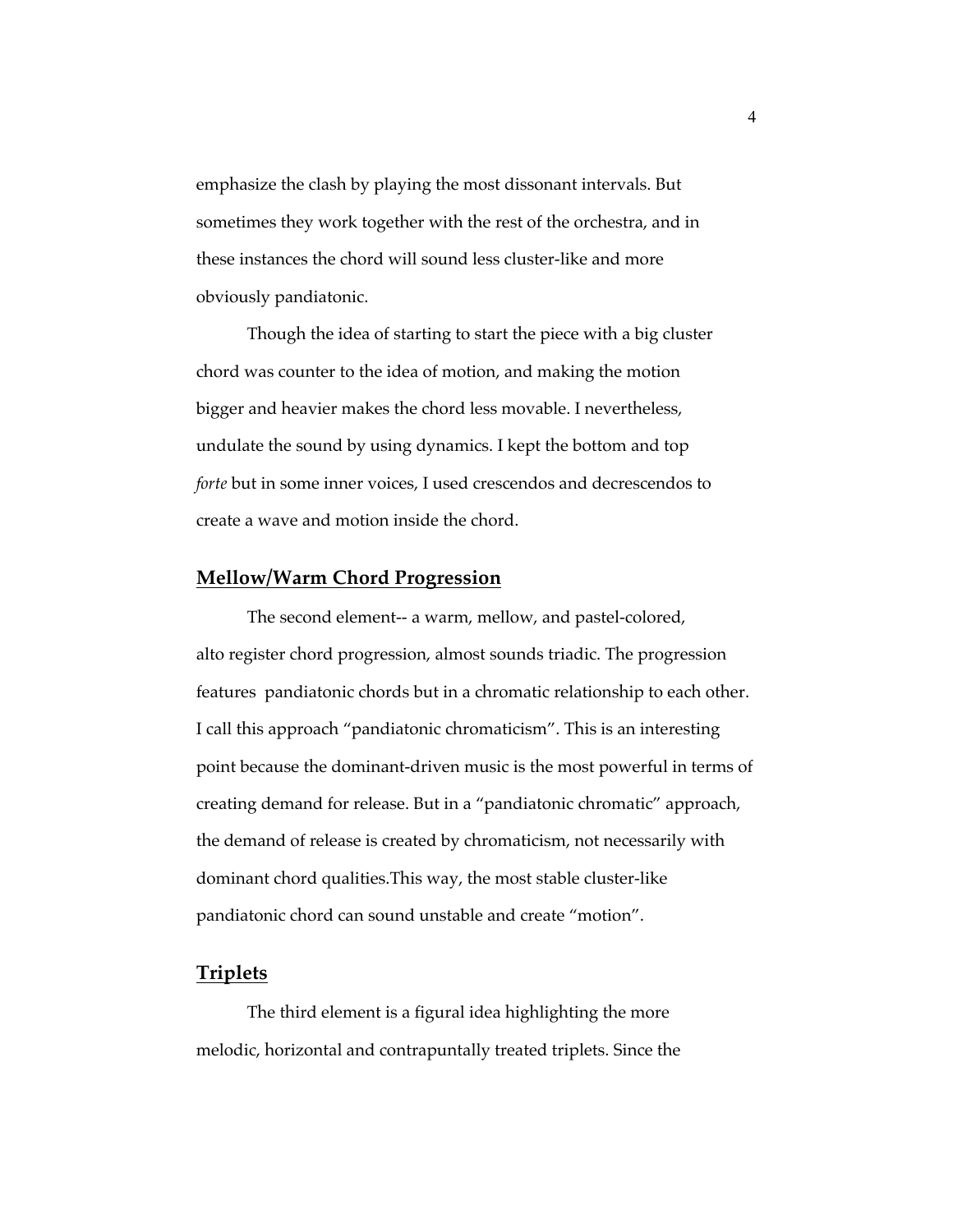emphasize the clash by playing the most dissonant intervals. But sometimes they work together with the rest of the orchestra, and in these instances the chord will sound less cluster-like and more obviously pandiatonic.

Though the idea of starting to start the piece with a big cluster chord was counter to the idea of motion, and making the motion bigger and heavier makes the chord less movable. I nevertheless, undulate the sound by using dynamics. I kept the bottom and top *forte* but in some inner voices, I used crescendos and decrescendos to create a wave and motion inside the chord.

## Mellow/Warm Chord Progression

The second element-- a warm, mellow, and pastel-colored, alto register chord progression, almost sounds triadic. The progression features pandiatonic chords but in a chromatic relationship to each other. I call this approach "pandiatonic chromaticism". This is an interesting point because the dominant-driven music is the most powerful in terms of creating demand for release. But in a "pandiatonic chromatic" approach, the demand of release is created by chromaticism, not necessarily with dominant chord qualities.This way, the most stable cluster-like pandiatonic chord can sound unstable and create "motion".

## Triplets

The third element is a figural idea highlighting the more melodic, horizontal and contrapuntally treated triplets. Since the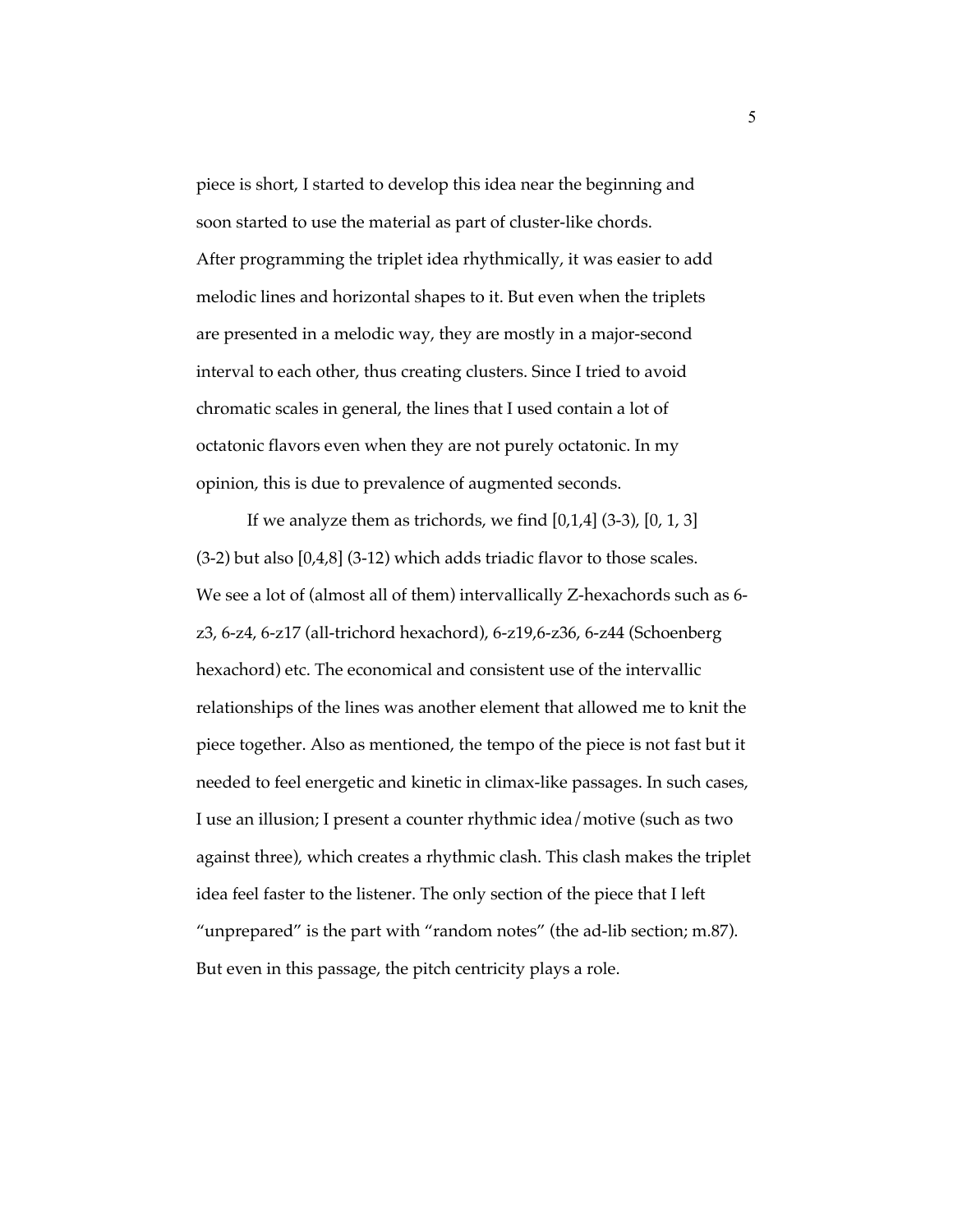piece is short, I started to develop this idea near the beginning and soon started to use the material as part of cluster-like chords. After programming the triplet idea rhythmically, it was easier to add melodic lines and horizontal shapes to it. But even when the triplets are presented in a melodic way, they are mostly in a major-second interval to each other, thus creating clusters. Since I tried to avoid chromatic scales in general, the lines that I used contain a lot of octatonic flavors even when they are not purely octatonic. In my opinion, this is due to prevalence of augmented seconds.

If we analyze them as trichords, we find [0,1,4] (3-3), [0, 1, 3] (3-2) but also [0,4,8] (3-12) which adds triadic flavor to those scales. We see a lot of (almost all of them) intervallically Z-hexachords such as 6-z3, 6-z4, 6-z17 (all-trichord hexachord), 6-z19,6-z36, 6-z44 (Schoenberg hexachord) etc. The economical and consistent use of the intervallic relationships of the lines was another element that allowed me to knit the piece together. Also as mentioned, the tempo of the piece is not fast but it needed to feel energetic and kinetic in climax-like passages. In such cases, I use an illusion; I present a counter rhythmic idea/motive (such as two against three), which creates a rhythmic clash. This clash makes the triplet idea feel faster to the listener. The only section of the piece that I left "unprepared" is the part with "random notes" (the ad-lib section; m.87). But even in this passage, the pitch centricity plays a role.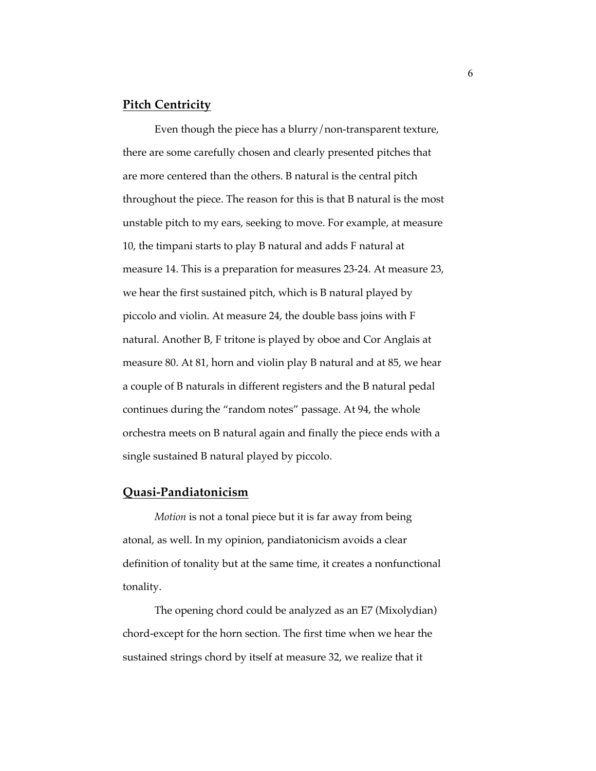## **Pitch Centricity**

Even though the piece has a blurry/non-transparent texture, there are some carefully chosen and clearly presented pitches that are more centered than the others. B natural is the central pitch throughout the piece. The reason for this is that B natural is the most unstable pitch to my ears, seeking to move. For example, at measure 10, the timpani starts to play B natural and adds F natural at measure 14. This is a preparation for measures 23-24. At measure 23, we hear the first sustained pitch, which is B natural played by piccolo and violin. At measure 24, the double bass joins with F natural. Another B, F tritone is played by oboe and Cor Anglais at measure 80. At 81, horn and violin play B natural and at 85, we hear a couple of B naturals in different registers and the B natural pedal continues during the "random notes" passage. At 94, the whole orchestra meets on B natural again and finally the piece ends with a single sustained B natural played by piccolo.

## **Quasi-Pandiatonicism**

*Motion* is not a tonal piece but it is far away from being atonal, as well. In my opinion, pandiatonicism avoids a clear definition of tonality but at the same time, it creates a nonfunctional tonality.

The opening chord could be analyzed as an E7 (Mixolydian) chord-except for the horn section. The first time when we hear the sustained strings chord by itself at measure 32, we realize that it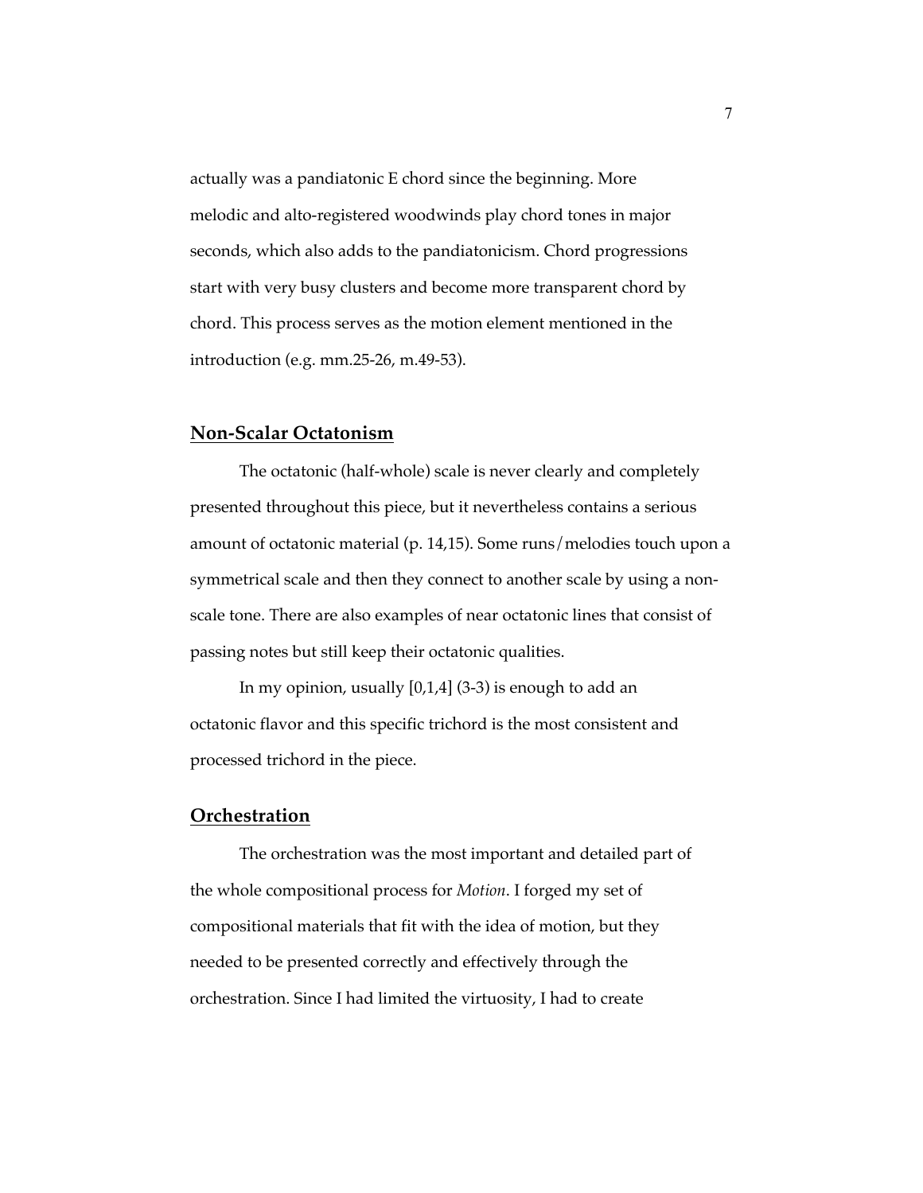actually was a pandiatonic E chord since the beginning. More melodic and alto-registered woodwinds play chord tones in major seconds, which also adds to the pandiatonicism. Chord progressions start with very busy clusters and become more transparent chord by chord. This process serves as the motion element mentioned in the introduction (e.g. mm.25-26, m.49-53).

## Non-Scalar Octatonism

The octatonic (half-whole) scale is never clearly and completely presented throughout this piece, but it nevertheless contains a serious amount of octatonic material (p. 14,15). Some runs/melodies touch upon a symmetrical scale and then they connect to another scale by using a non-scale tone. There are also examples of near octatonic lines that consist of passing notes but still keep their octatonic qualities.

In my opinion, usually [0,1,4] (3-3) is enough to add an octatonic flavor and this specific trichord is the most consistent and processed trichord in the piece.

## Orchestration

The orchestration was the most important and detailed part of the whole compositional process for *Motion*. I forged my set of compositional materials that fit with the idea of motion, but they needed to be presented correctly and effectively through the orchestration. Since I had limited the virtuosity, I had to create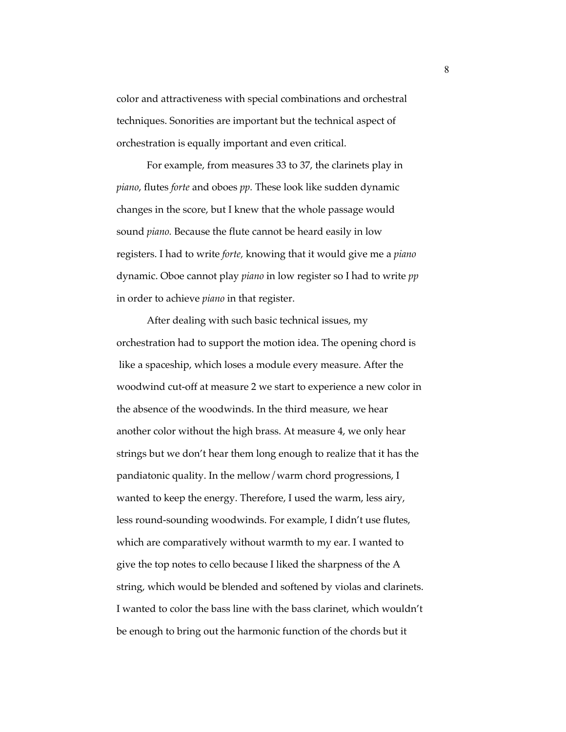color and attractiveness with special combinations and orchestral techniques. Sonorities are important but the technical aspect of orchestration is equally important and even critical.

For example, from measures 33 to 37, the clarinets play in *piano*, flutes *forte* and oboes *pp.* These look like sudden dynamic changes in the score, but I knew that the whole passage would sound *piano.* Because the flute cannot be heard easily in low registers. I had to write *forte,* knowing that it would give me a *piano* dynamic. Oboe cannot play *piano* in low register so I had to write *pp* in order to achieve *piano* in that register.

After dealing with such basic technical issues, my orchestration had to support the motion idea. The opening chord is like a spaceship, which loses a module every measure. After the woodwind cut-off at measure 2 we start to experience a new color in the absence of the woodwinds. In the third measure, we hear another color without the high brass. At measure 4, we only hear strings but we don't hear them long enough to realize that it has the pandiatonic quality. In the mellow/warm chord progressions, I wanted to keep the energy. Therefore, I used the warm, less airy, less round-sounding woodwinds. For example, I didn't use flutes, which are comparatively without warmth to my ear. I wanted to give the top notes to cello because I liked the sharpness of the A string, which would be blended and softened by violas and clarinets. I wanted to color the bass line with the bass clarinet, which wouldn't be enough to bring out the harmonic function of the chords but it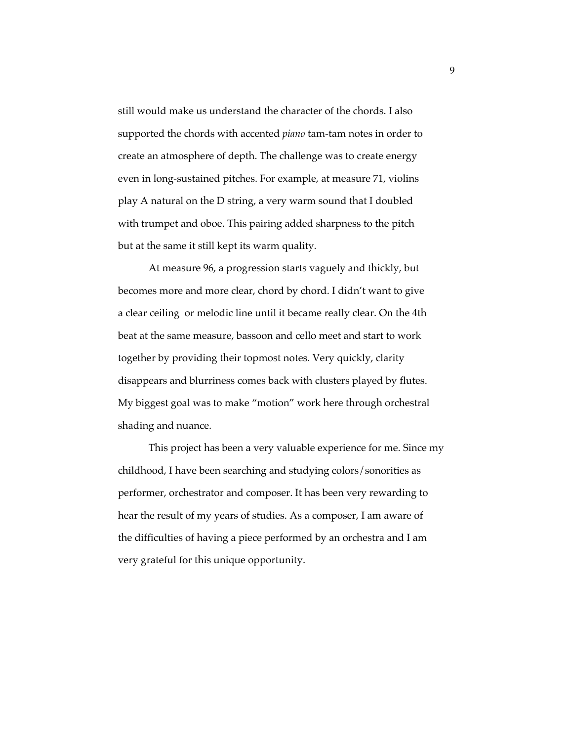still would make us understand the character of the chords. I also supported the chords with accented *piano* tam-tam notes in order to create an atmosphere of depth. The challenge was to create energy even in long-sustained pitches. For example, at measure 71, violins play A natural on the D string, a very warm sound that I doubled with trumpet and oboe. This pairing added sharpness to the pitch but at the same it still kept its warm quality.

At measure 96, a progression starts vaguely and thickly, but becomes more and more clear, chord by chord. I didn't want to give a clear ceiling  or melodic line until it became really clear. On the 4th beat at the same measure, bassoon and cello meet and start to work together by providing their topmost notes. Very quickly, clarity disappears and blurriness comes back with clusters played by flutes. My biggest goal was to make "motion" work here through orchestral shading and nuance.

This project has been a very valuable experience for me. Since my childhood, I have been searching and studying colors/sonorities as performer, orchestrator and composer. It has been very rewarding to hear the result of my years of studies. As a composer, I am aware of the difficulties of having a piece performed by an orchestra and I am very grateful for this unique opportunity.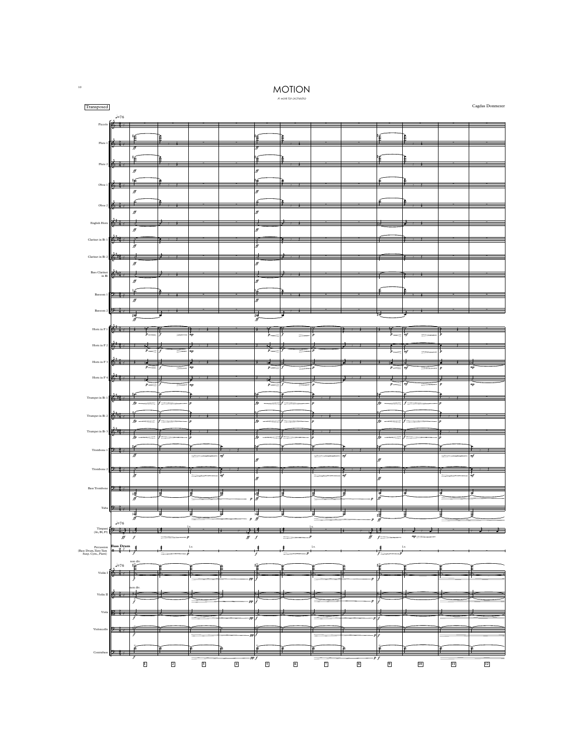# MOTION

*A work for orchestra*

Transposed

Cagdas Donmezer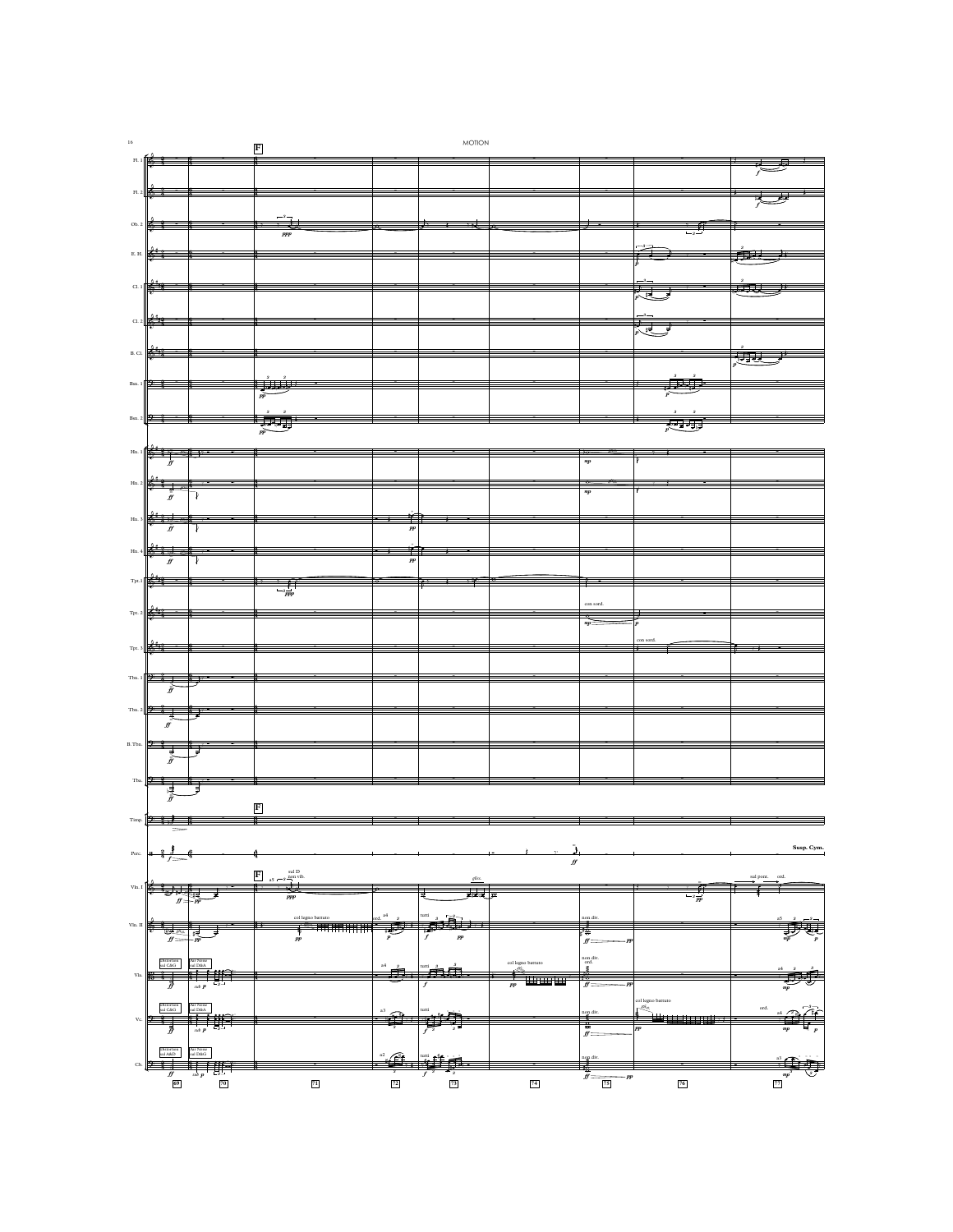**F**

Fl. 1

Fl. 2

Ob. 2

E. H.

Cl. 1

Cl. 2

B. Cl.

Bsn. 1

Bsn. 2

Hn. 1

Hn. 2

Hn. 3

Hn. 4

Tpt. 1

Tpt. 2 — con sord.

Tpt. 3 — con sord.

Tbn. 1

Tbn. 2

B. Tbn.

Tba.

Timp.

Perc. — Susp. Cym.

Vln. I — a3 sul D non vib. — gliss. — sul pont. — ord.

Vln. II — col legno battuto — ord. a4 — tutti — non div. — a3

Vla. — (Molto Vib.) sul C&G — (Just Notes) sul D&A — a4 — tutti — col legno battuto — non div. ord. — a4

Vc. — (Molto Vib.) sul C&G — (Just Notes) sul D&A — a3 — tutti — non div. — col legno battuto — ord. a4

Cb. — (Molto Vib.) sul A&D — (Just Notes) sul D&G — a2 — tutti — non div. — a3

69 70 71 72 73 74 75 76 77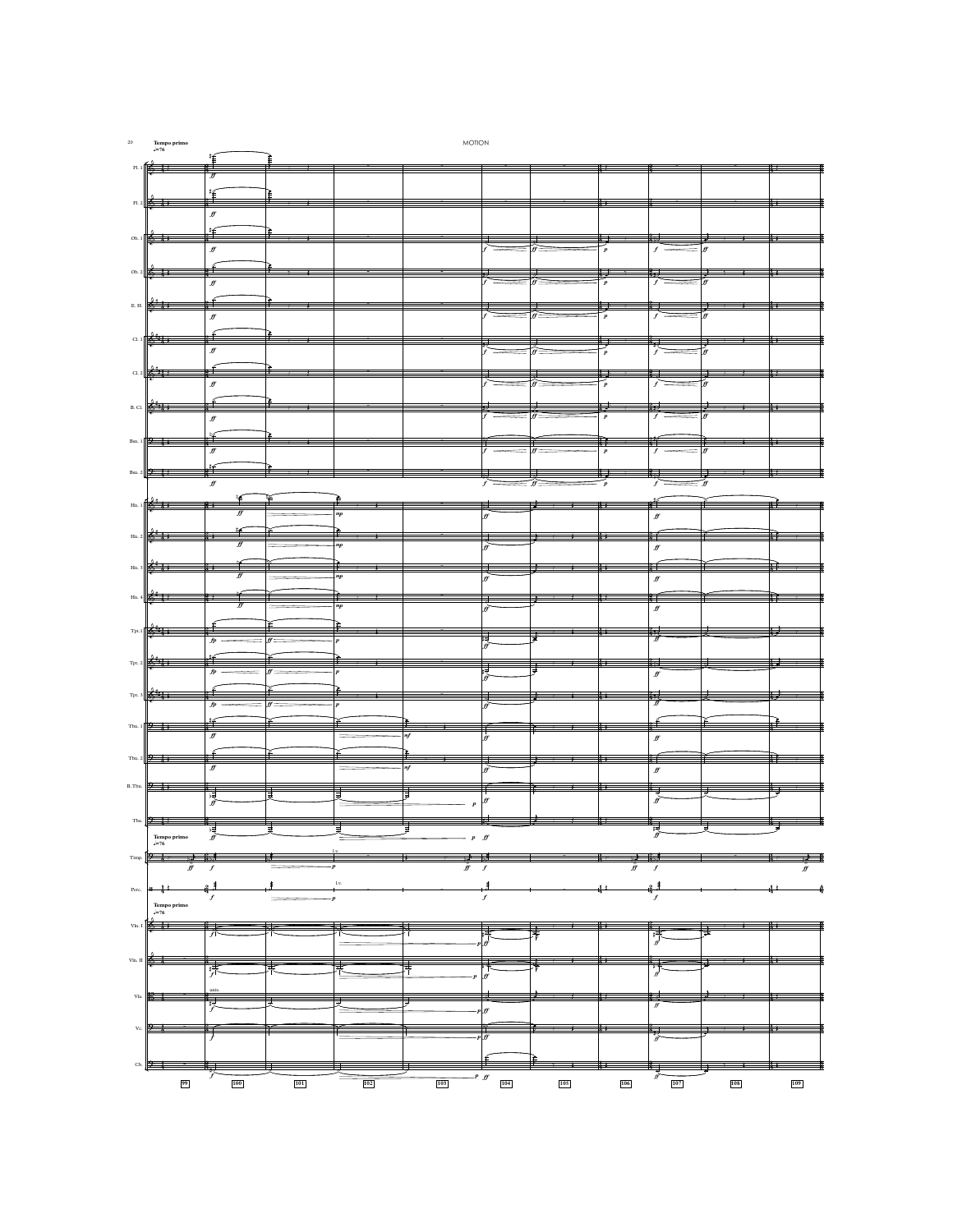**Tempo primo**
♩=76